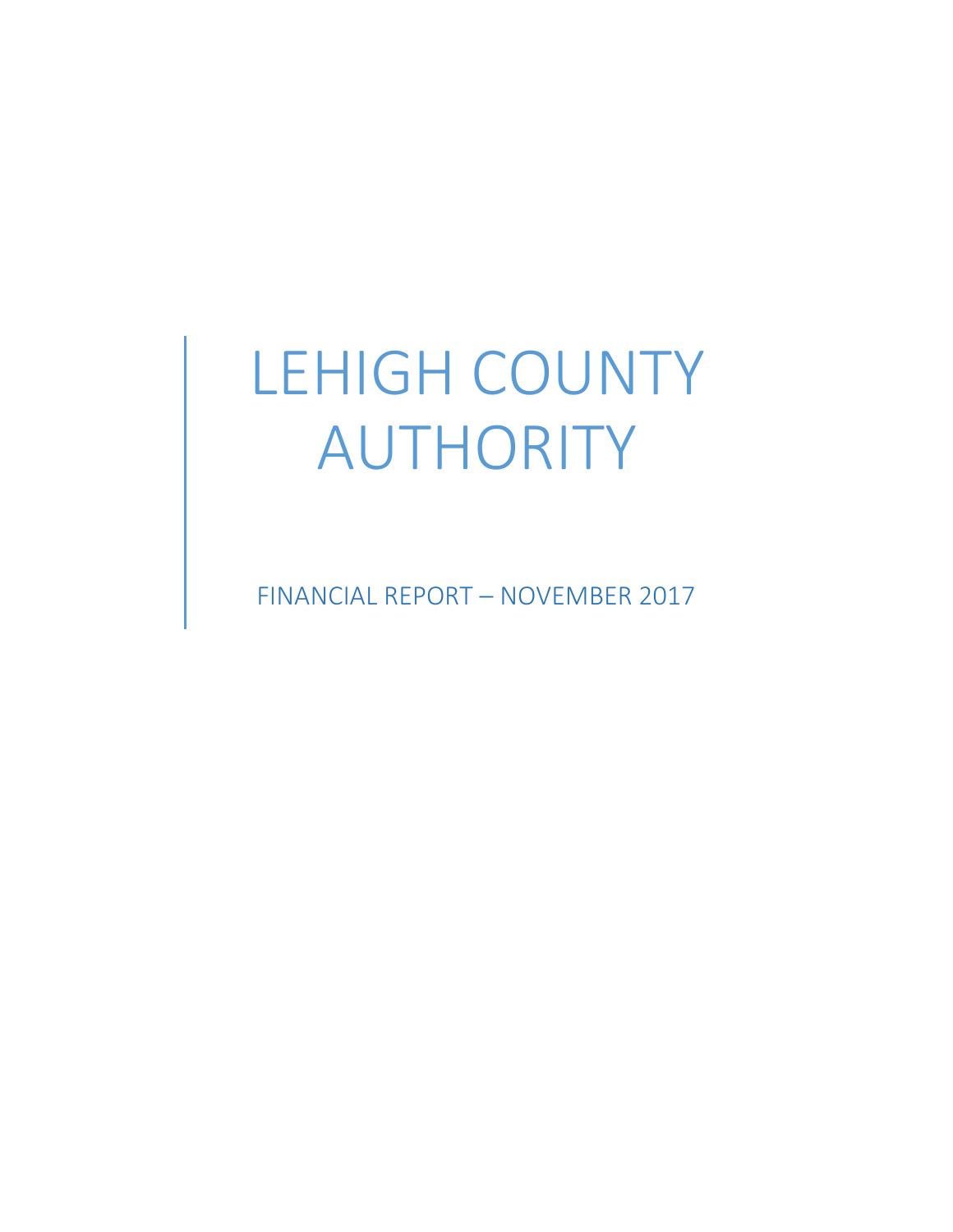# LEHIGH COUNTY AUTHORITY

FINANCIAL REPORT – NOVEMBER 2017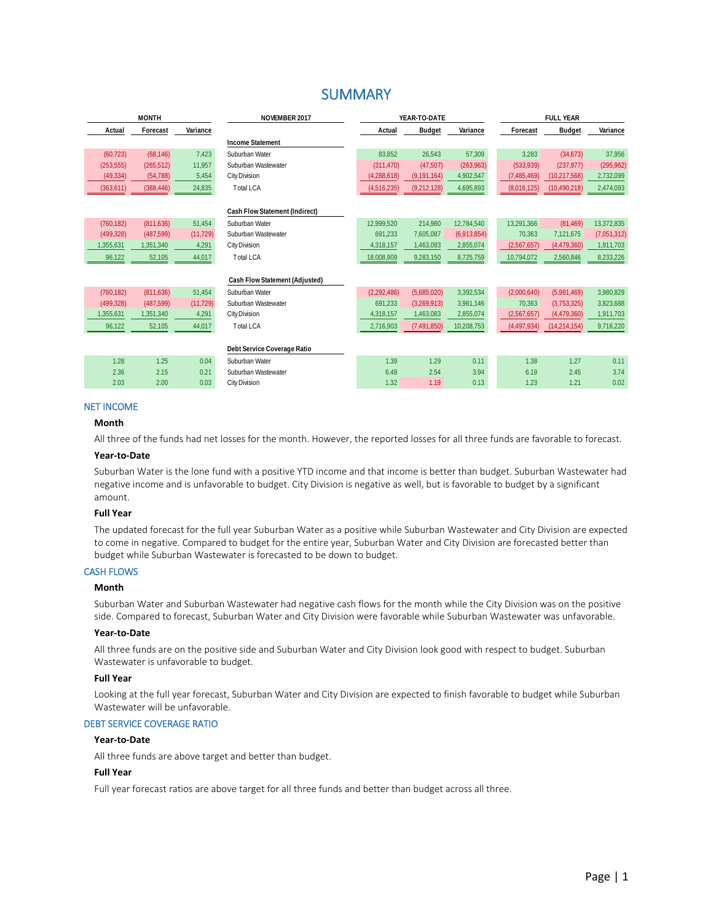# SUMMARY

| MONTH | | | NOVEMBER 2017 | YEAR-TO-DATE | | | FULL YEAR | | |
|---|---|---|---|---|---|---|---|---|---|
| Actual | Forecast | Variance | | Actual | Budget | Variance | Forecast | Budget | Variance |
| | | | **Income Statement** | | | | | | |
| (60,723) | (68,146) | 7,423 | Suburban Water | 83,852 | 26,543 | 57,309 | 3,283 | (34,673) | 37,956 |
| (253,555) | (265,512) | 11,957 | Suburban Wastewater | (311,470) | (47,507) | (263,963) | (533,939) | (237,977) | (295,962) |
| (49,334) | (54,788) | 5,454 | City Division | (4,288,618) | (9,191,164) | 4,902,547 | (7,485,469) | (10,217,568) | 2,732,099 |
| (363,611) | (388,446) | 24,835 | Total LCA | (4,516,235) | (9,212,128) | 4,695,893 | (8,016,125) | (10,490,218) | 2,474,093 |
| | | | **Cash Flow Statement (Indirect)** | | | | | | |
| (760,182) | (811,636) | 51,454 | Suburban Water | 12,999,520 | 214,980 | 12,784,540 | 13,291,366 | (81,469) | 13,372,835 |
| (499,328) | (487,599) | (11,729) | Suburban Wastewater | 691,233 | 7,605,087 | (6,913,854) | 70,363 | 7,121,675 | (7,051,312) |
| 1,355,631 | 1,351,340 | 4,291 | City Division | 4,318,157 | 1,463,083 | 2,855,074 | (2,567,657) | (4,479,360) | 1,911,703 |
| 96,122 | 52,105 | 44,017 | Total LCA | 18,008,909 | 9,283,150 | 8,725,759 | 10,794,072 | 2,560,846 | 8,233,226 |
| | | | **Cash Flow Statement (Adjusted)** | | | | | | |
| (760,182) | (811,636) | 51,454 | Suburban Water | (2,292,486) | (5,685,020) | 3,392,534 | (2,000,640) | (5,981,469) | 3,980,829 |
| (499,328) | (487,599) | (11,729) | Suburban Wastewater | 691,233 | (3,269,913) | 3,961,146 | 70,363 | (3,753,325) | 3,823,688 |
| 1,355,631 | 1,351,340 | 4,291 | City Division | 4,318,157 | 1,463,083 | 2,855,074 | (2,567,657) | (4,479,360) | 1,911,703 |
| 96,122 | 52,105 | 44,017 | Total LCA | 2,716,903 | (7,491,850) | 10,208,753 | (4,497,934) | (14,214,154) | 9,716,220 |
| | | | **Debt Service Coverage Ratio** | | | | | | |
| 1.28 | 1.25 | 0.04 | Suburban Water | 1.39 | 1.29 | 0.11 | 1.38 | 1.27 | 0.11 |
| 2.36 | 2.15 | 0.21 | Suburban Wastewater | 6.48 | 2.54 | 3.94 | 6.19 | 2.45 | 3.74 |
| 2.03 | 2.00 | 0.03 | City Division | 1.32 | 1.19 | 0.13 | 1.23 | 1.21 | 0.02 |

## NET INCOME

### Month

All three of the funds had net losses for the month. However, the reported losses for all three funds are favorable to forecast.

### Year-to-Date

Suburban Water is the lone fund with a positive YTD income and that income is better than budget. Suburban Wastewater had negative income and is unfavorable to budget. City Division is negative as well, but is favorable to budget by a significant amount.

### Full Year

The updated forecast for the full year Suburban Water as a positive while Suburban Wastewater and City Division are expected to come in negative. Compared to budget for the entire year, Suburban Water and City Division are forecasted better than budget while Suburban Wastewater is forecasted to be down to budget.

## CASH FLOWS

### Month

Suburban Water and Suburban Wastewater had negative cash flows for the month while the City Division was on the positive side. Compared to forecast, Suburban Water and City Division were favorable while Suburban Wastewater was unfavorable.

### Year-to-Date

All three funds are on the positive side and Suburban Water and City Division look good with respect to budget. Suburban Wastewater is unfavorable to budget.

### Full Year

Looking at the full year forecast, Suburban Water and City Division are expected to finish favorable to budget while Suburban Wastewater will be unfavorable.

## DEBT SERVICE COVERAGE RATIO

### Year-to-Date

All three funds are above target and better than budget.

### Full Year

Full year forecast ratios are above target for all three funds and better than budget across all three.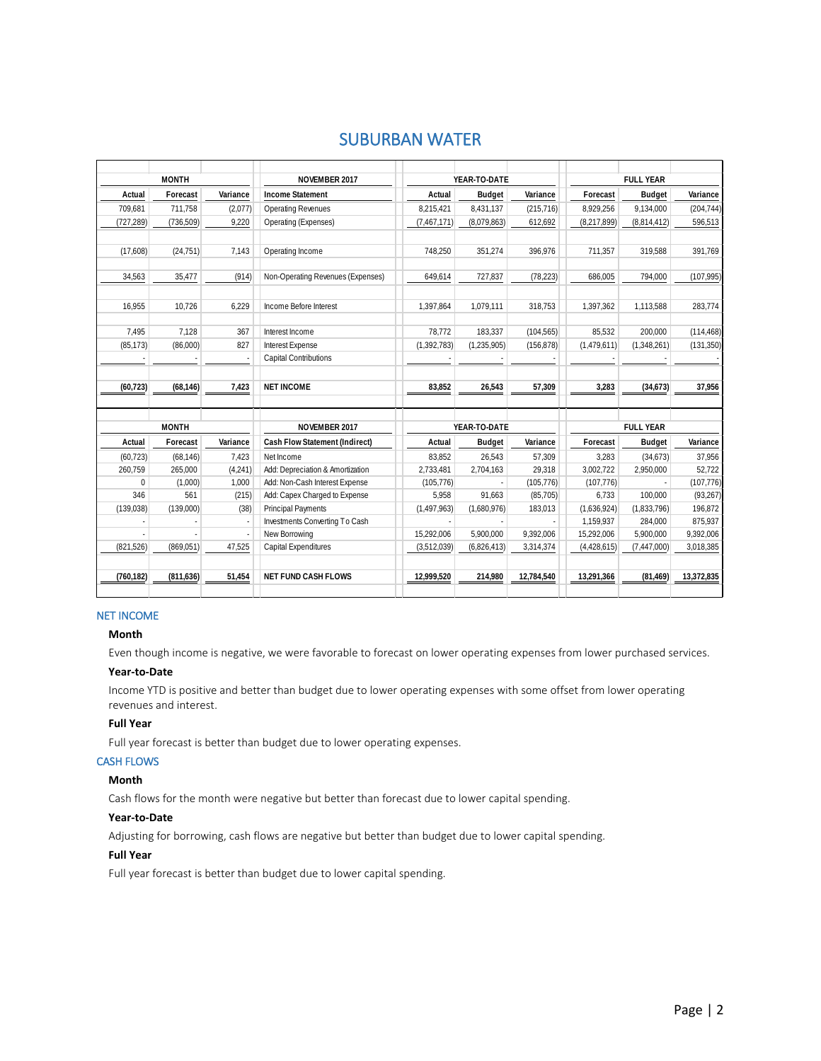# SUBURBAN WATER

| MONTH | | | NOVEMBER 2017 | YEAR-TO-DATE | | | FULL YEAR | | |
|---|---|---|---|---|---|---|---|---|---|
| **Actual** | **Forecast** | **Variance** | **Income Statement** | **Actual** | **Budget** | **Variance** | **Forecast** | **Budget** | **Variance** |
| 709,681 | 711,758 | (2,077) | Operating Revenues | 8,215,421 | 8,431,137 | (215,716) | 8,929,256 | 9,134,000 | (204,744) |
| (727,289) | (736,509) | 9,220 | Operating (Expenses) | (7,467,171) | (8,079,863) | 612,692 | (8,217,899) | (8,814,412) | 596,513 |
| (17,608) | (24,751) | 7,143 | Operating Income | 748,250 | 351,274 | 396,976 | 711,357 | 319,588 | 391,769 |
| 34,563 | 35,477 | (914) | Non-Operating Revenues (Expenses) | 649,614 | 727,837 | (78,223) | 686,005 | 794,000 | (107,995) |
| 16,955 | 10,726 | 6,229 | Income Before Interest | 1,397,864 | 1,079,111 | 318,753 | 1,397,362 | 1,113,588 | 283,774 |
| 7,495 | 7,128 | 367 | Interest Income | 78,772 | 183,337 | (104,565) | 85,532 | 200,000 | (114,468) |
| (85,173) | (86,000) | 827 | Interest Expense | (1,392,783) | (1,235,905) | (156,878) | (1,479,611) | (1,348,261) | (131,350) |
| - | - | - | Capital Contributions | - | - | - | - | - | - |
| **(60,723)** | **(68,146)** | **7,423** | **NET INCOME** | **83,852** | **26,543** | **57,309** | **3,283** | **(34,673)** | **37,956** |

| MONTH | | | NOVEMBER 2017 | YEAR-TO-DATE | | | FULL YEAR | | |
|---|---|---|---|---|---|---|---|---|---|
| **Actual** | **Forecast** | **Variance** | **Cash Flow Statement (Indirect)** | **Actual** | **Budget** | **Variance** | **Forecast** | **Budget** | **Variance** |
| (60,723) | (68,146) | 7,423 | Net Income | 83,852 | 26,543 | 57,309 | 3,283 | (34,673) | 37,956 |
| 260,759 | 265,000 | (4,241) | Add: Depreciation & Amortization | 2,733,481 | 2,704,163 | 29,318 | 3,002,722 | 2,950,000 | 52,722 |
| 0 | (1,000) | 1,000 | Add: Non-Cash Interest Expense | (105,776) | - | (105,776) | (107,776) | - | (107,776) |
| 346 | 561 | (215) | Add: Capex Charged to Expense | 5,958 | 91,663 | (85,705) | 6,733 | 100,000 | (93,267) |
| (139,038) | (139,000) | (38) | Principal Payments | (1,497,963) | (1,680,976) | 183,013 | (1,636,924) | (1,833,796) | 196,872 |
| - | - | - | Investments Converting To Cash | - | - | - | 1,159,937 | 284,000 | 875,937 |
| - | - | - | New Borrowing | 15,292,006 | 5,900,000 | 9,392,006 | 15,292,006 | 5,900,000 | 9,392,006 |
| (821,526) | (869,051) | 47,525 | Capital Expenditures | (3,512,039) | (6,826,413) | 3,314,374 | (4,428,615) | (7,447,000) | 3,018,385 |
| **(760,182)** | **(811,636)** | **51,454** | **NET FUND CASH FLOWS** | **12,999,520** | **214,980** | **12,784,540** | **13,291,366** | **(81,469)** | **13,372,835** |

## NET INCOME

### Month

Even though income is negative, we were favorable to forecast on lower operating expenses from lower purchased services.

### Year-to-Date

Income YTD is positive and better than budget due to lower operating expenses with some offset from lower operating revenues and interest.

### Full Year

Full year forecast is better than budget due to lower operating expenses.

## CASH FLOWS

### Month

Cash flows for the month were negative but better than forecast due to lower capital spending.

### Year-to-Date

Adjusting for borrowing, cash flows are negative but better than budget due to lower capital spending.

### Full Year

Full year forecast is better than budget due to lower capital spending.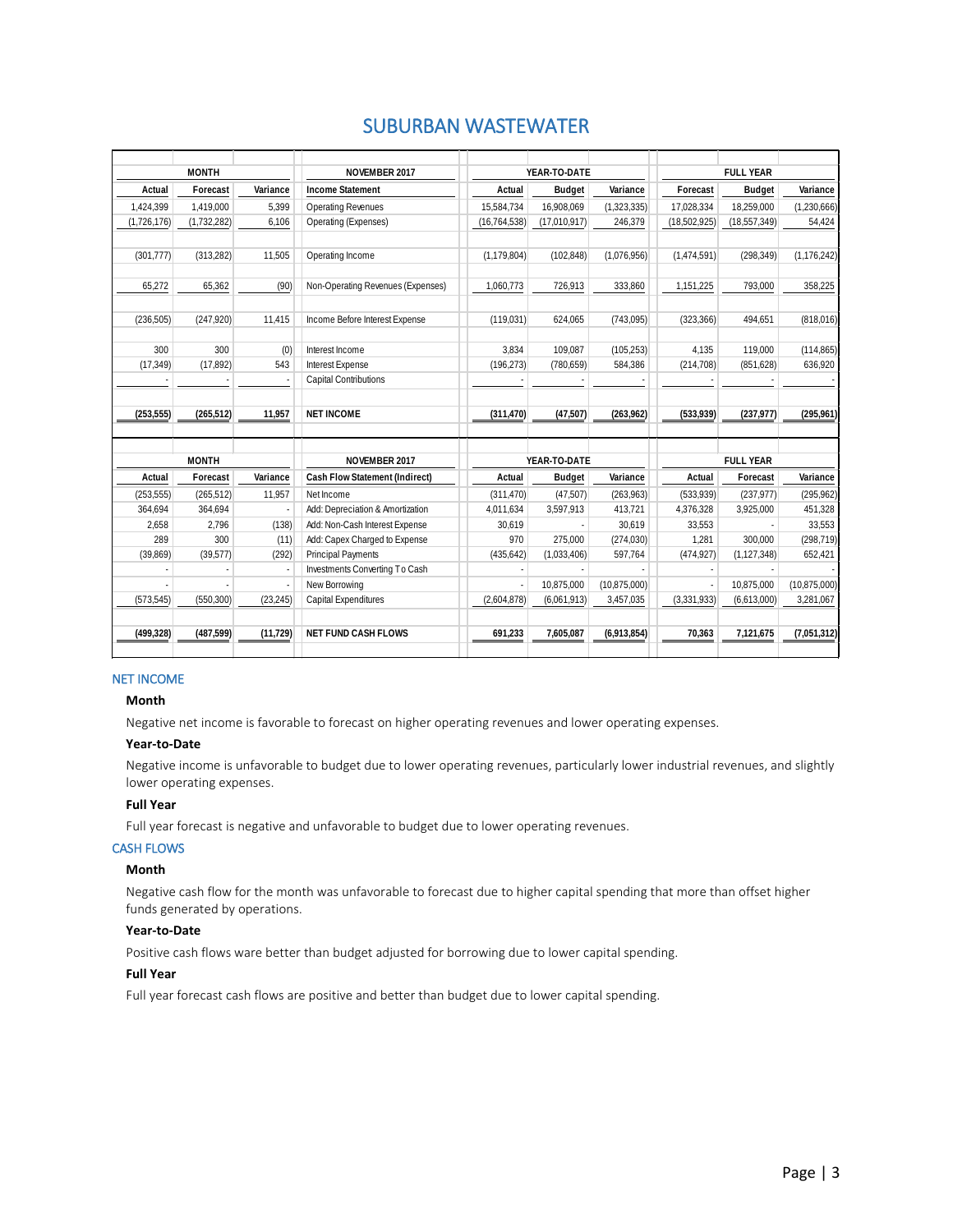# SUBURBAN WASTEWATER

| MONTH | | | NOVEMBER 2017 | YEAR-TO-DATE | | | FULL YEAR | | |
|---|---|---|---|---|---|---|---|---|---|
| Actual | Forecast | Variance | Income Statement | Actual | Budget | Variance | Forecast | Budget | Variance |
| 1,424,399 | 1,419,000 | 5,399 | Operating Revenues | 15,584,734 | 16,908,069 | (1,323,335) | 17,028,334 | 18,259,000 | (1,230,666) |
| (1,726,176) | (1,732,282) | 6,106 | Operating (Expenses) | (16,764,538) | (17,010,917) | 246,379 | (18,502,925) | (18,557,349) | 54,424 |
| (301,777) | (313,282) | 11,505 | Operating Income | (1,179,804) | (102,848) | (1,076,956) | (1,474,591) | (298,349) | (1,176,242) |
| 65,272 | 65,362 | (90) | Non-Operating Revenues (Expenses) | 1,060,773 | 726,913 | 333,860 | 1,151,225 | 793,000 | 358,225 |
| (236,505) | (247,920) | 11,415 | Income Before Interest Expense | (119,031) | 624,065 | (743,095) | (323,366) | 494,651 | (818,016) |
| 300 | 300 | (0) | Interest Income | 3,834 | 109,087 | (105,253) | 4,135 | 119,000 | (114,865) |
| (17,349) | (17,892) | 543 | Interest Expense | (196,273) | (780,659) | 584,386 | (214,708) | (851,628) | 636,920 |
| - | - | - | Capital Contributions | - | - | - | - | - | - |
| **(253,555)** | **(265,512)** | **11,957** | **NET INCOME** | **(311,470)** | **(47,507)** | **(263,962)** | **(533,939)** | **(237,977)** | **(295,961)** |

| MONTH | | | NOVEMBER 2017 | YEAR-TO-DATE | | | FULL YEAR | | |
|---|---|---|---|---|---|---|---|---|---|
| Actual | Forecast | Variance | Cash Flow Statement (Indirect) | Actual | Budget | Variance | Actual | Forecast | Variance |
| (253,555) | (265,512) | 11,957 | Net Income | (311,470) | (47,507) | (263,963) | (533,939) | (237,977) | (295,962) |
| 364,694 | 364,694 | - | Add: Depreciation & Amortization | 4,011,634 | 3,597,913 | 413,721 | 4,376,328 | 3,925,000 | 451,328 |
| 2,658 | 2,796 | (138) | Add: Non-Cash Interest Expense | 30,619 | - | 30,619 | 33,553 | - | 33,553 |
| 289 | 300 | (11) | Add: Capex Charged to Expense | 970 | 275,000 | (274,030) | 1,281 | 300,000 | (298,719) |
| (39,869) | (39,577) | (292) | Principal Payments | (435,642) | (1,033,406) | 597,764 | (474,927) | (1,127,348) | 652,421 |
| - | - | - | Investments Converting To Cash | - | - | - | - | - | - |
| - | - | - | New Borrowing | - | 10,875,000 | (10,875,000) | - | 10,875,000 | (10,875,000) |
| (573,545) | (550,300) | (23,245) | Capital Expenditures | (2,604,878) | (6,061,913) | 3,457,035 | (3,331,933) | (6,613,000) | 3,281,067 |
| **(499,328)** | **(487,599)** | **(11,729)** | **NET FUND CASH FLOWS** | **691,233** | **7,605,087** | **(6,913,854)** | **70,363** | **7,121,675** | **(7,051,312)** |

## NET INCOME

### Month

Negative net income is favorable to forecast on higher operating revenues and lower operating expenses.

### Year-to-Date

Negative income is unfavorable to budget due to lower operating revenues, particularly lower industrial revenues, and slightly lower operating expenses.

### Full Year

Full year forecast is negative and unfavorable to budget due to lower operating revenues.

## CASH FLOWS

### Month

Negative cash flow for the month was unfavorable to forecast due to higher capital spending that more than offset higher funds generated by operations.

### Year-to-Date

Positive cash flows ware better than budget adjusted for borrowing due to lower capital spending.

### Full Year

Full year forecast cash flows are positive and better than budget due to lower capital spending.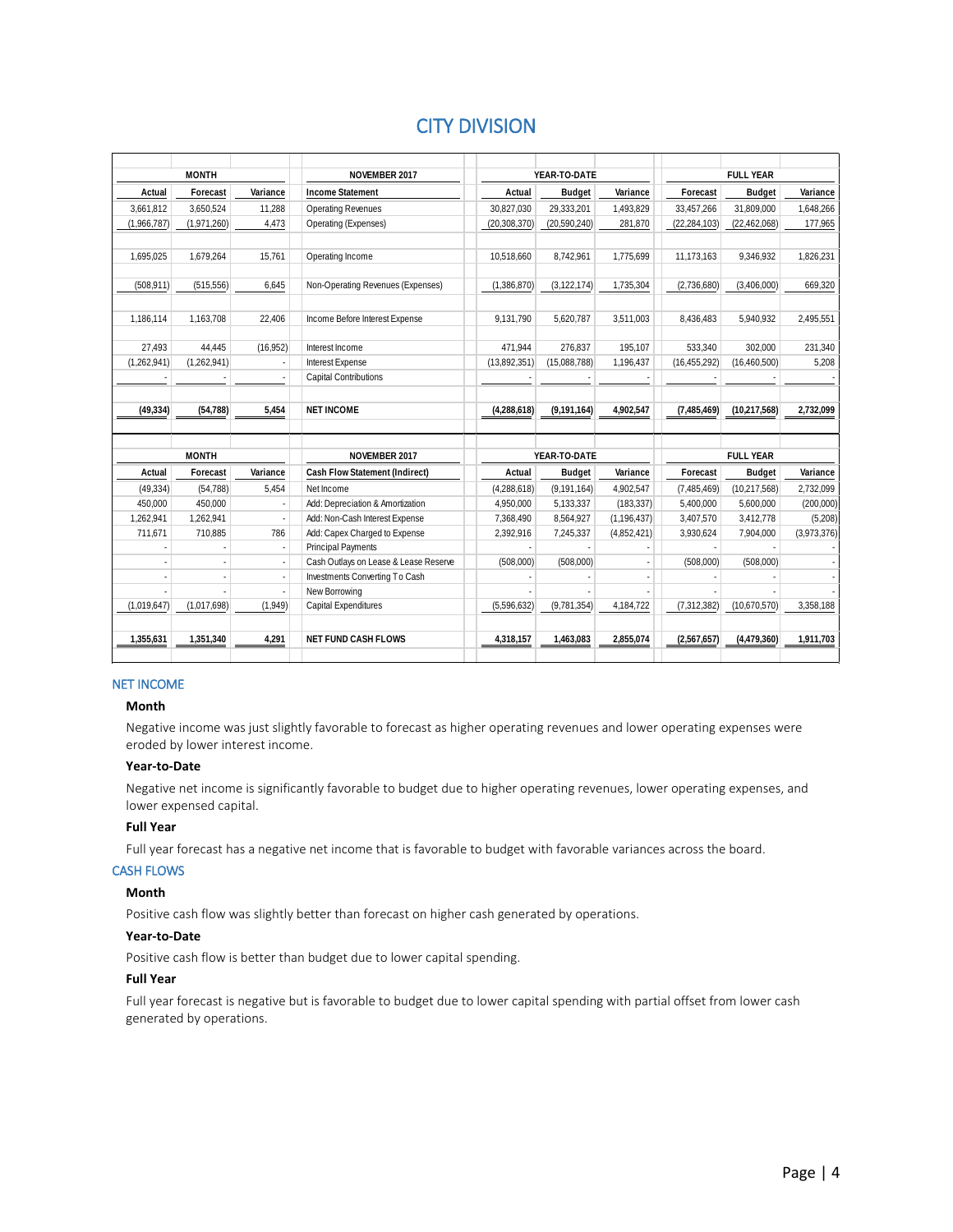# CITY DIVISION

| MONTH | | | NOVEMBER 2017 | YEAR-TO-DATE | | | FULL YEAR | | |
|---|---|---|---|---|---|---|---|---|---|
| Actual | Forecast | Variance | Income Statement | Actual | Budget | Variance | Forecast | Budget | Variance |
| 3,661,812 | 3,650,524 | 11,288 | Operating Revenues | 30,827,030 | 29,333,201 | 1,493,829 | 33,457,266 | 31,809,000 | 1,648,266 |
| (1,966,787) | (1,971,260) | 4,473 | Operating (Expenses) | (20,308,370) | (20,590,240) | 281,870 | (22,284,103) | (22,462,068) | 177,965 |
| 1,695,025 | 1,679,264 | 15,761 | Operating Income | 10,518,660 | 8,742,961 | 1,775,699 | 11,173,163 | 9,346,932 | 1,826,231 |
| (508,911) | (515,556) | 6,645 | Non-Operating Revenues (Expenses) | (1,386,870) | (3,122,174) | 1,735,304 | (2,736,680) | (3,406,000) | 669,320 |
| 1,186,114 | 1,163,708 | 22,406 | Income Before Interest Expense | 9,131,790 | 5,620,787 | 3,511,003 | 8,436,483 | 5,940,932 | 2,495,551 |
| 27,493 | 44,445 | (16,952) | Interest Income | 471,944 | 276,837 | 195,107 | 533,340 | 302,000 | 231,340 |
| (1,262,941) | (1,262,941) | - | Interest Expense | (13,892,351) | (15,088,788) | 1,196,437 | (16,455,292) | (16,460,500) | 5,208 |
| - | - | - | Capital Contributions | - | - | - | - | - | - |
| **(49,334)** | **(54,788)** | **5,454** | **NET INCOME** | **(4,288,618)** | **(9,191,164)** | **4,902,547** | **(7,485,469)** | **(10,217,568)** | **2,732,099** |

| MONTH | | | NOVEMBER 2017 | YEAR-TO-DATE | | | FULL YEAR | | |
|---|---|---|---|---|---|---|---|---|---|
| Actual | Forecast | Variance | Cash Flow Statement (Indirect) | Actual | Budget | Variance | Forecast | Budget | Variance |
| (49,334) | (54,788) | 5,454 | Net Income | (4,288,618) | (9,191,164) | 4,902,547 | (7,485,469) | (10,217,568) | 2,732,099 |
| 450,000 | 450,000 | - | Add: Depreciation & Amortization | 4,950,000 | 5,133,337 | (183,337) | 5,400,000 | 5,600,000 | (200,000) |
| 1,262,941 | 1,262,941 | - | Add: Non-Cash Interest Expense | 7,368,490 | 8,564,927 | (1,196,437) | 3,407,570 | 3,412,778 | (5,208) |
| 711,671 | 710,885 | 786 | Add: Capex Charged to Expense | 2,392,916 | 7,245,337 | (4,852,421) | 3,930,624 | 7,904,000 | (3,973,376) |
| - | - | - | Principal Payments | - | - | - | - | - | - |
| - | - | - | Cash Outlays on Lease & Lease Reserve | (508,000) | (508,000) | - | (508,000) | (508,000) | - |
| - | - | - | Investments Converting To Cash | - | - | - | - | - | - |
| - | - | - | New Borrowing | - | - | - | - | - | - |
| (1,019,647) | (1,017,698) | (1,949) | Capital Expenditures | (5,596,632) | (9,781,354) | 4,184,722 | (7,312,382) | (10,670,570) | 3,358,188 |
| **1,355,631** | **1,351,340** | **4,291** | **NET FUND CASH FLOWS** | **4,318,157** | **1,463,083** | **2,855,074** | **(2,567,657)** | **(4,479,360)** | **1,911,703** |

## NET INCOME

### Month

Negative income was just slightly favorable to forecast as higher operating revenues and lower operating expenses were eroded by lower interest income.

### Year-to-Date

Negative net income is significantly favorable to budget due to higher operating revenues, lower operating expenses, and lower expensed capital.

### Full Year

Full year forecast has a negative net income that is favorable to budget with favorable variances across the board.

## CASH FLOWS

### Month

Positive cash flow was slightly better than forecast on higher cash generated by operations.

### Year-to-Date

Positive cash flow is better than budget due to lower capital spending.

### Full Year

Full year forecast is negative but is favorable to budget due to lower capital spending with partial offset from lower cash generated by operations.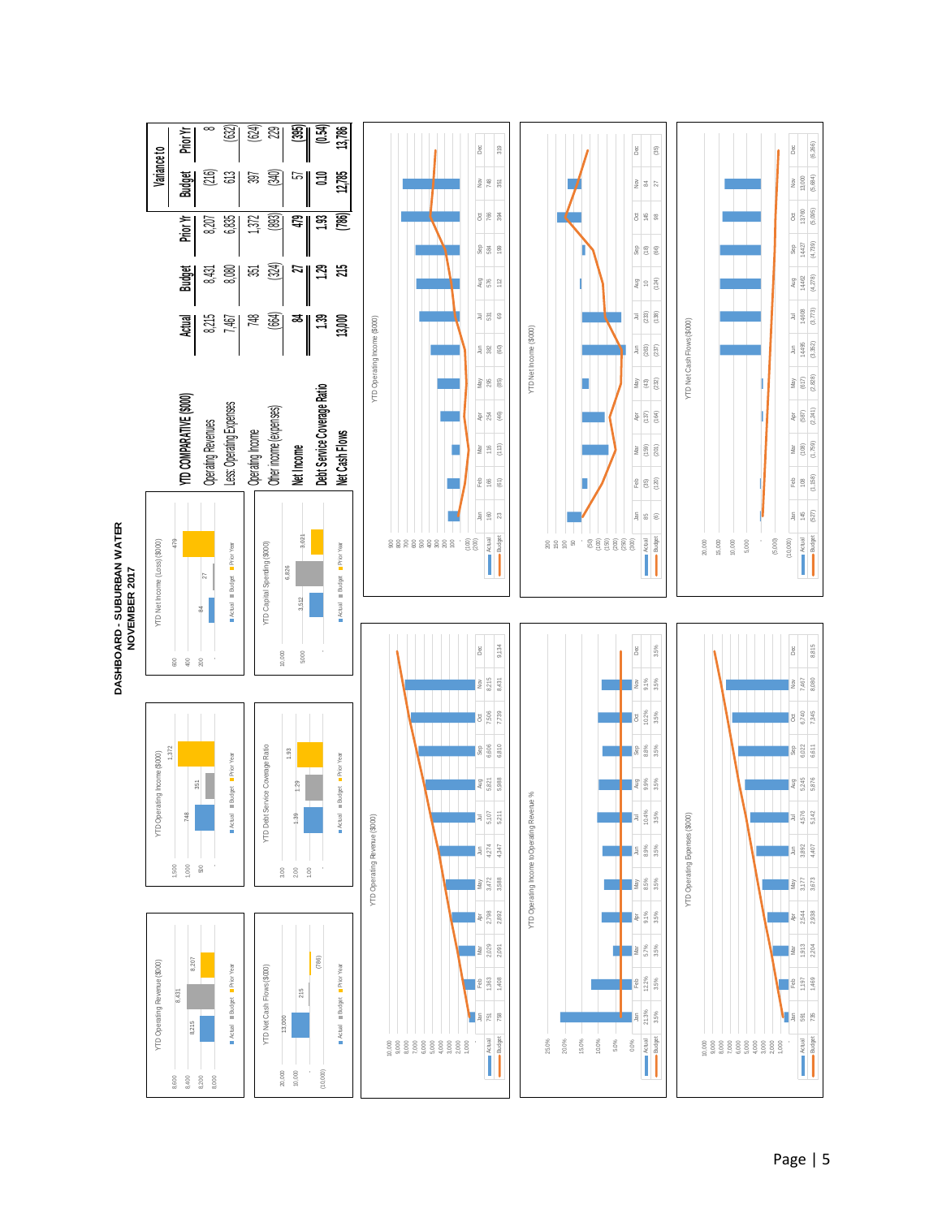# DASHBOARD - SUBURBAN WATER
## NOVEMBER 2017

| YTD COMPARATIVE ($000) | Actual | Budget | Prior Yr | Variance to Budget | Variance to Prior Yr |
|---|---|---|---|---|---|
| Operating Revenues | 8,215 | 8,431 | 8,207 | (216) | 8 |
| Less: Operating Expenses | 7,467 | 8,080 | 6,835 | 613 | (632) |
| Operating Income | 748 | 351 | 1,372 | 397 | (624) |
| Other income (expenses) | (664) | (324) | (893) | (340) | 229 |
| Net Income | 84 | 27 | 479 | 57 | (395) |
| Debt Service Coverage Ratio | 1.39 | 1.29 | 1.93 | 0.10 | (0.54) |
| Net Cash Flows | 13,000 | 215 | (786) | 12,785 | 13,786 |

YTD Operating Revenue ($000)
8,215 | 8,431 | 8,207
Actual | Budget | Prior Year

YTD Operating Income ($000)
748 | 351 | 1,372
Actual | Budget | Prior Year

YTD Net Income (Loss) ($000)
84 | 27 | 479
Actual | Budget | Prior Year

YTD Net Cash Flows ($000)
13,000 | 215 | (786)
Actual | Budget | Prior Year

YTD Debt Service Coverage Ratio
1.39 | 1.29 | 1.93
Actual | Budget | Prior Year

YTD Capital Spending ($000)
3,512 | 6,826 | 3,021
Actual | Budget | Prior Year

YTD Operating Revenue ($000)

| | Jan | Feb | Mar | Apr | May | Jun | Jul | Aug | Sep | Oct | Nov | Dec |
|---|---|---|---|---|---|---|---|---|---|---|---|---|
| Actual | 751 | 1,363 | 2,029 | 2,768 | 3,472 | 4,274 | 5,107 | 5,821 | 6,606 | 7,506 | 8,215 | |
| Budget | 758 | 1,408 | 2,091 | 2,882 | 3,568 | 4,347 | 5,211 | 5,988 | 6,810 | 7,739 | 8,431 | 9,134 |

YTD Operating Income to Operating Revenue %

| | Jan | Feb | Mar | Apr | May | Jun | Jul | Aug | Sep | Oct | Nov | Dec |
|---|---|---|---|---|---|---|---|---|---|---|---|---|
| Actual | 21.3% | 12.2% | 5.7% | 9.1% | 8.5% | 8.9% | 10.4% | 9.9% | 8.8% | 10.2% | 9.1% | |
| Budget | 3.5% | 3.5% | 3.5% | 3.5% | 3.5% | 3.5% | 3.5% | 3.5% | 3.5% | 3.5% | 3.5% | 3.5% |

YTD Operating Expenses ($000)

| | Jan | Feb | Mar | Apr | May | Jun | Jul | Aug | Sep | Oct | Nov | Dec |
|---|---|---|---|---|---|---|---|---|---|---|---|---|
| Actual | 591 | 1,197 | 1,913 | 2,544 | 3,177 | 3,892 | 4,576 | 5,245 | 6,022 | 6,740 | 7,467 | |
| Budget | 735 | 1,469 | 2,204 | 2,938 | 3,673 | 4,407 | 5,142 | 5,876 | 6,611 | 7,345 | 8,080 | 8,815 |

YTD Operating Income ($000)

| | Jan | Feb | Mar | Apr | May | Jun | Jul | Aug | Sep | Oct | Nov | Dec |
|---|---|---|---|---|---|---|---|---|---|---|---|---|
| Actual | 160 | 166 | 116 | 254 | 295 | 382 | 531 | 576 | 584 | 766 | 748 | |
| Budget | 23 | (61) | (113) | (44) | (85) | (60) | 69 | 112 | 199 | 394 | 351 | 319 |

YTD Net Income ($000)

| | Jan | Feb | Mar | Apr | May | Jun | Jul | Aug | Sep | Oct | Nov | Dec |
|---|---|---|---|---|---|---|---|---|---|---|---|---|
| Actual | 85 | (35) | (199) | (137) | (43) | (263) | (233) | 10 | (18) | 145 | 84 | |
| Budget | (6) | (120) | (201) | (164) | (232) | (237) | (138) | (134) | (66) | 98 | 27 | (75) |

YTD Net Cash Flows ($000)

| | Jan | Feb | Mar | Apr | May | Jun | Jul | Aug | Sep | Oct | Nov | Dec |
|---|---|---|---|---|---|---|---|---|---|---|---|---|
| Actual | 145 | 108 | (108) | (587) | (617) | 14495 | 14608 | 14462 | 14427 | 13760 | 13000 | |
| Budget | (527) | (1,158) | (1,759) | (2,341) | (2,828) | (3,352) | (3,773) | (4,278) | (4,739) | (5,095) | (5,684) | (6,266) |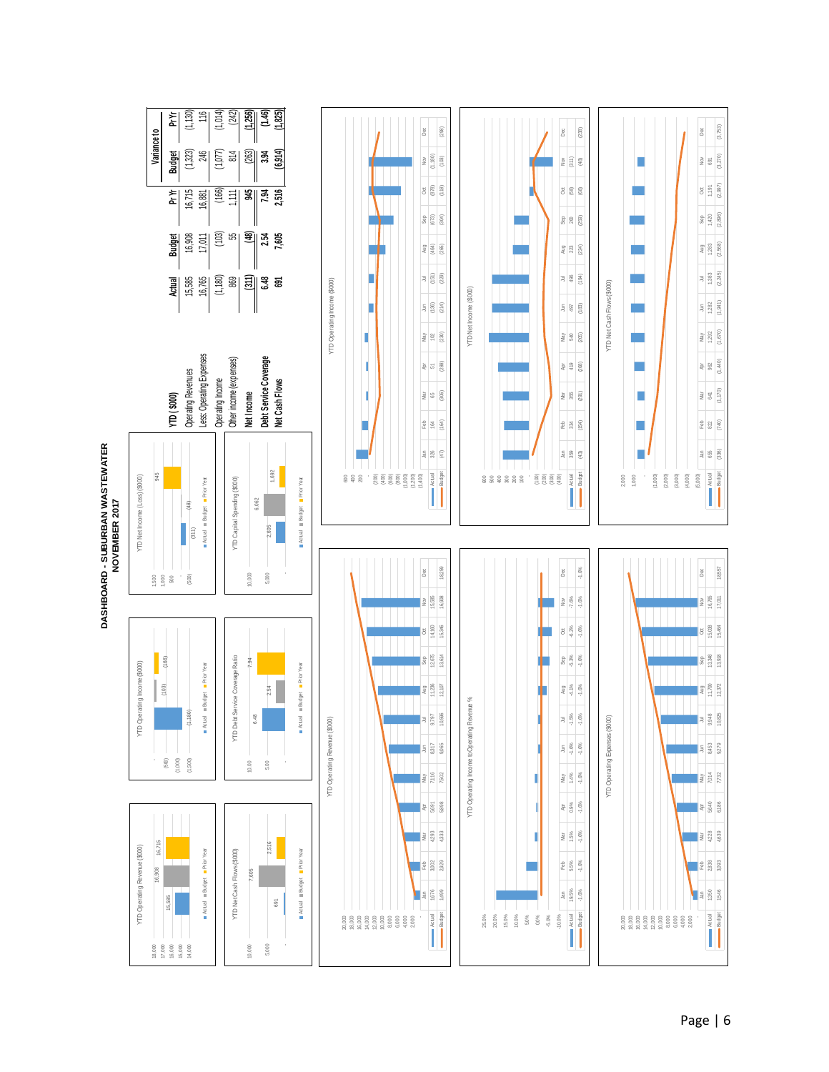# DASHBOARD - SUBURBAN WASTEWATER
## NOVEMBER 2017

| YTD ($000) | Actual | Budget | Pr Yr | Variance to Budget | Variance to Pr Yr |
|---|---|---|---|---|---|
| Operating Revenues | 15,585 | 16,908 | 16,715 | (1,323) | (1,130) |
| Less: Operating Expenses | 16,765 | 17,011 | 16,881 | 246 | 116 |
| Operating Income | (1,180) | (103) | (166) | (1,077) | (1,014) |
| Other income (expenses) | 869 | 55 | 1,111 | 814 | (242) |
| Net Income | (311) | (48) | 945 | (263) | (1,256) |
| Debt Service Coverage | 6.48 | 2.54 | 7.94 | 3.94 | (1.46) |
| Net Cash Flows | 691 | 7,605 | 2,516 | (6,914) | (1,825) |

YTD Operating Revenue ($000)
15,585 16,908 16,715
Actual Budget Prior Year

YTD Operating Income ($000)
(1,180) (103) (166)
Actual Budget Prior Year

YTD Net Income (Loss) ($000)
(311) (48) 945
Actual Budget Prior Year

YTD Net Cash Flows ($000)
691 7,605 2,516
Actual Budget Prior Year

YTD Debt Service Coverage Ratio
6.48 2.54 7.94
Actual Budget Prior Year

YTD Capital Spending ($000)
2,605 6,062 1,692
Actual Budget Prior Year

YTD Operating Revenue ($000)

| | Jan | Feb | Mar | Apr | May | Jun | Jul | Aug | Sep | Oct | Nov | Dec |
|---|---|---|---|---|---|---|---|---|---|---|---|---|
| Actual | 1676 | 3002 | 4293 | 5691 | 7116 | 8317 | 9797 | 11236 | 12675 | 14180 | 15585 | |
| Budget | 1499 | 2929 | 4333 | 5898 | 7502 | 9065 | 10596 | 12107 | 13614 | 15346 | 16908 | 18259 |

YTD Operating Income to Operating Revenue %

| | Jan | Feb | Mar | Apr | May | Jun | Jul | Aug | Sep | Oct | Nov | Dec |
|---|---|---|---|---|---|---|---|---|---|---|---|---|
| Actual | 19.5% | 5.5% | 1.5% | 0.9% | 1.4% | -1.6% | -1.5% | -4.1% | -5.3% | -6.2% | -7.6% | |
| Budget | -1.6% | -1.6% | -1.6% | -1.6% | -1.6% | -1.6% | -1.6% | -1.6% | -1.6% | -1.6% | -1.6% | -1.6% |

YTD Operating Expenses ($000)

| | Jan | Feb | Mar | Apr | May | Jun | Jul | Aug | Sep | Oct | Nov | Dec |
|---|---|---|---|---|---|---|---|---|---|---|---|---|
| Actual | 1350 | 2838 | 4228 | 5640 | 7014 | 8453 | 9948 | 11700 | 13348 | 15038 | 16765 | |
| Budget | 1546 | 3093 | 4639 | 6186 | 7732 | 9279 | 10825 | 12372 | 13918 | 15464 | 17011 | 18557 |

YTD Operating Income ($000)

| | Jan | Feb | Mar | Apr | May | Jun | Jul | Aug | Sep | Oct | Nov | Dec |
|---|---|---|---|---|---|---|---|---|---|---|---|---|
| Actual | 326 | 164 | 65 | 51 | 102 | (136) | (151) | (464) | (673) | (878) | (1,180) | |
| Budget | (47) | (164) | (305) | (288) | (230) | (214) | (229) | (265) | (304) | (118) | (103) | (298) |

YTD Net Income ($000)

| | Jan | Feb | Mar | Apr | May | Jun | Jul | Aug | Sep | Oct | Nov | Dec |
|---|---|---|---|---|---|---|---|---|---|---|---|---|
| Actual | 359 | 334 | 335 | 419 | 540 | 497 | 496 | 223 | 208 | (58) | (311) | |
| Budget | (43) | (354) | (241) | (380) | (305) | (183) | (194) | (224) | (259) | (68) | (48) | (238) |

YTD Net Cash Flows ($000)

| | Jan | Feb | Mar | Apr | May | Jun | Jul | Aug | Sep | Oct | Nov | Dec |
|---|---|---|---|---|---|---|---|---|---|---|---|---|
| Actual | 605 | 822 | 641 | 962 | 1292 | 1282 | 1383 | 1283 | 1420 | 1161 | 691 | |
| Budget | (336) | (740) | (1,170) | (1,440) | (1,670) | (1,941) | (2,265) | (2,568) | (2,866) | (2,987) | (3,270) | (3,753) |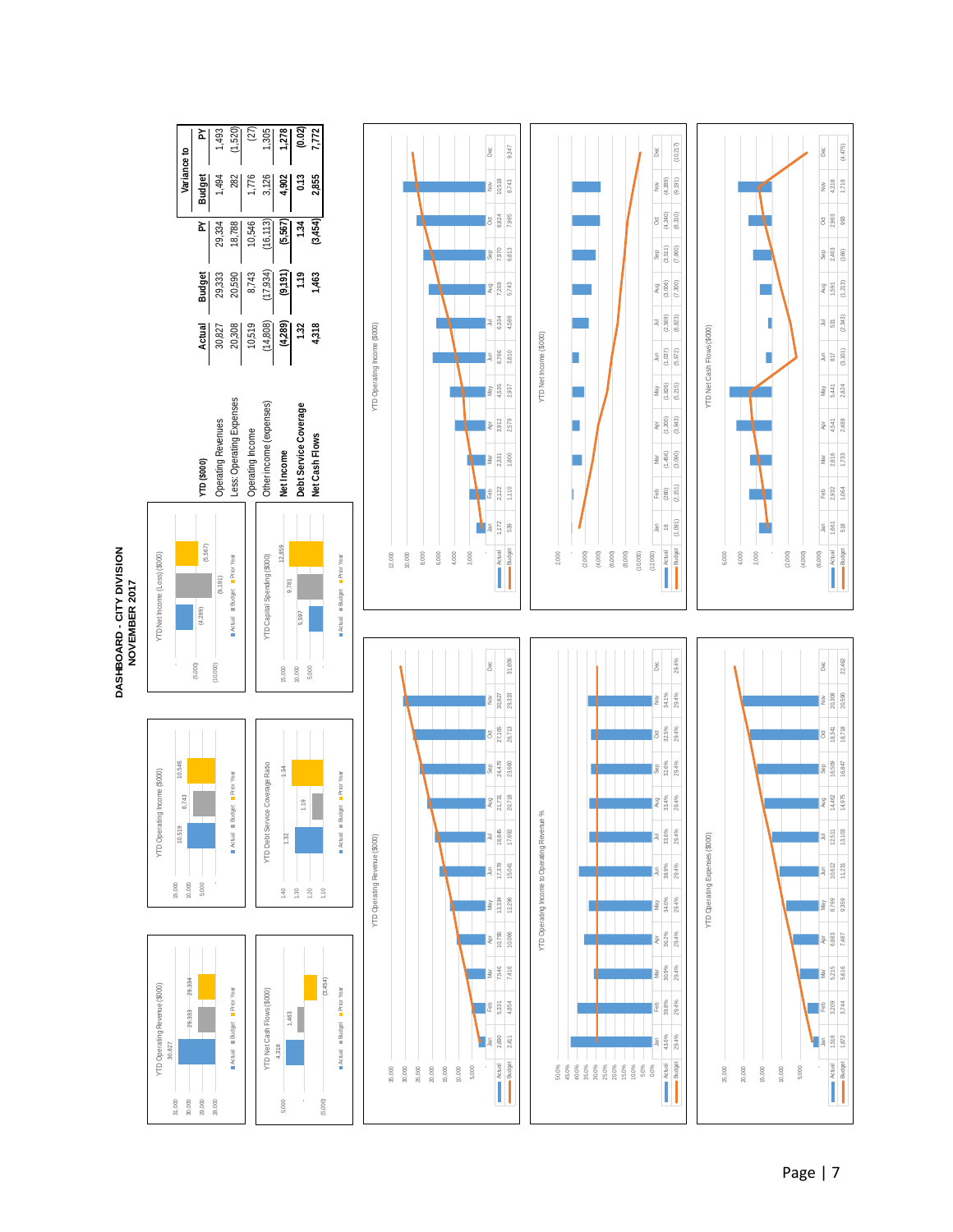# DASHBOARD - CITY DIVISION
## NOVEMBER 2017

| YTD ($000) | Actual | Budget | PY | Variance to Budget | Variance to PY |
|---|---|---|---|---|---|
| Operating Revenues | 30,827 | 29,333 | 29,334 | 1,494 | 1,493 |
| Less: Operating Expenses | 20,308 | 20,590 | 18,788 | 282 | (1,520) |
| Operating Income | 10,519 | 8,743 | 10,546 | 1,776 | (27) |
| Other Income (expenses) | (14,808) | (17,934) | (16,113) | 3,126 | 1,305 |
| **Net Income** | **(4,289)** | **(9,191)** | **(5,567)** | **4,902** | **1,278** |
| **Debt Service Coverage** | **1.32** | **1.19** | **1.34** | **0.13** | **(0.02)** |
| **Net Cash Flows** | **4,318** | **1,463** | **(3,454)** | **2,855** | **7,772** |

YTD Operating Revenue ($000)
30,827 29,333 29,334
Actual Budget Prior Year

YTD Operating Income ($000)
10,519 8,743 10,546
Actual Budget Prior Year

YTD Net Income (Loss) ($000)
(4,289) (9,191) (5,567)
Actual Budget Prior Year

YTD Net Cash Flows ($000)
4,318 1,463 (3,454)
Actual Budget Prior Year

YTD Debt Service Coverage Ratio
1.32 1.19 1.34
Actual Budget Prior Year

YTD Capital Spending ($000)
5,597 9,781 12,859
Actual Budget Prior Year

YTD Operating Revenue ($000)

| | Jan | Feb | Mar | Apr | May | Jun | Jul | Aug | Sep | Oct | Nov | Dec |
|---|---|---|---|---|---|---|---|---|---|---|---|---|
| Actual | 2,880 | 5,331 | 7,546 | 10,795 | 13,334 | 17,378 | 18,845 | 21,731 | 24,479 | 27,185 | 30,827 | |
| Budget | 2,411 | 4,854 | 7,416 | 10,068 | 12,296 | 15,041 | 17,692 | 20,718 | 23,660 | 26,713 | 29,333 | 31,809 |

YTD Operating Income to Operating Revenue %

| | Jan | Feb | Mar | Apr | May | Jun | Jul | Aug | Sep | Oct | Nov | Dec |
|---|---|---|---|---|---|---|---|---|---|---|---|---|
| Actual | 43.6% | 39.8% | 30.9% | 36.2% | 34.0% | 38.9% | 33.6% | 33.4% | 32.6% | 32.5% | 34.1% | |
| Budget | 29.4% | 29.4% | 29.4% | 29.4% | 29.4% | 29.4% | 29.4% | 29.4% | 29.4% | 29.4% | 29.4% | 29.4% |

YTD Operating Expenses ($000)

| | Jan | Feb | Mar | Apr | May | Jun | Jul | Aug | Sep | Oct | Nov | Dec |
|---|---|---|---|---|---|---|---|---|---|---|---|---|
| Actual | 1,518 | 3,209 | 5,215 | 6,883 | 8,799 | 10,612 | 12,511 | 14,462 | 16,509 | 18,341 | 20,308 | |
| Budget | 1,872 | 3,744 | 5,616 | 7,487 | 9,359 | 11,231 | 13,103 | 14,975 | 16,847 | 18,718 | 20,590 | 22,462 |

YTD Operating Income ($000)

| | Jan | Feb | Mar | Apr | May | Jun | Jul | Aug | Sep | Oct | Nov | Dec |
|---|---|---|---|---|---|---|---|---|---|---|---|---|
| Actual | 1,172 | 2,122 | 2,331 | 3,912 | 4,535 | 6,766 | 6,334 | 7,269 | 7,970 | 8,824 | 10,519 | |
| Budget | 539 | 1,110 | 1,800 | 2,579 | 2,937 | 3,810 | 4,589 | 5,743 | 6,813 | 7,995 | 8,743 | 9,347 |

YTD Net Income ($000)

| | Jan | Feb | Mar | Apr | May | Jun | Jul | Aug | Sep | Oct | Nov | Dec |
|---|---|---|---|---|---|---|---|---|---|---|---|---|
| Actual | 18 | (280) | (1,466) | (1,300) | (1,886) | (1,037) | (2,989) | (3,006) | (3,511) | (4,340) | (4,289) | |
| Budget | (1,091) | (2,151) | (3,060) | (3,943) | (5,215) | (5,972) | (6,823) | (7,300) | (7,860) | (8,310) | (9,191) | (10,217) |

YTD Net Cash Flows ($000)

| | Jan | Feb | Mar | Apr | May | Jun | Jul | Aug | Sep | Oct | Nov | Dec |
|---|---|---|---|---|---|---|---|---|---|---|---|---|
| Actual | 1,661 | 2,932 | 2,816 | 4,541 | 5,441 | 817 | 531 | 1,591 | 2,463 | 2,963 | 4,318 | |
| Budget | 518 | 1,064 | 1,733 | 2,489 | 2,824 | (1,301) | (2,343) | (1,213) | (186) | 993 | 1,719 | (4,475) |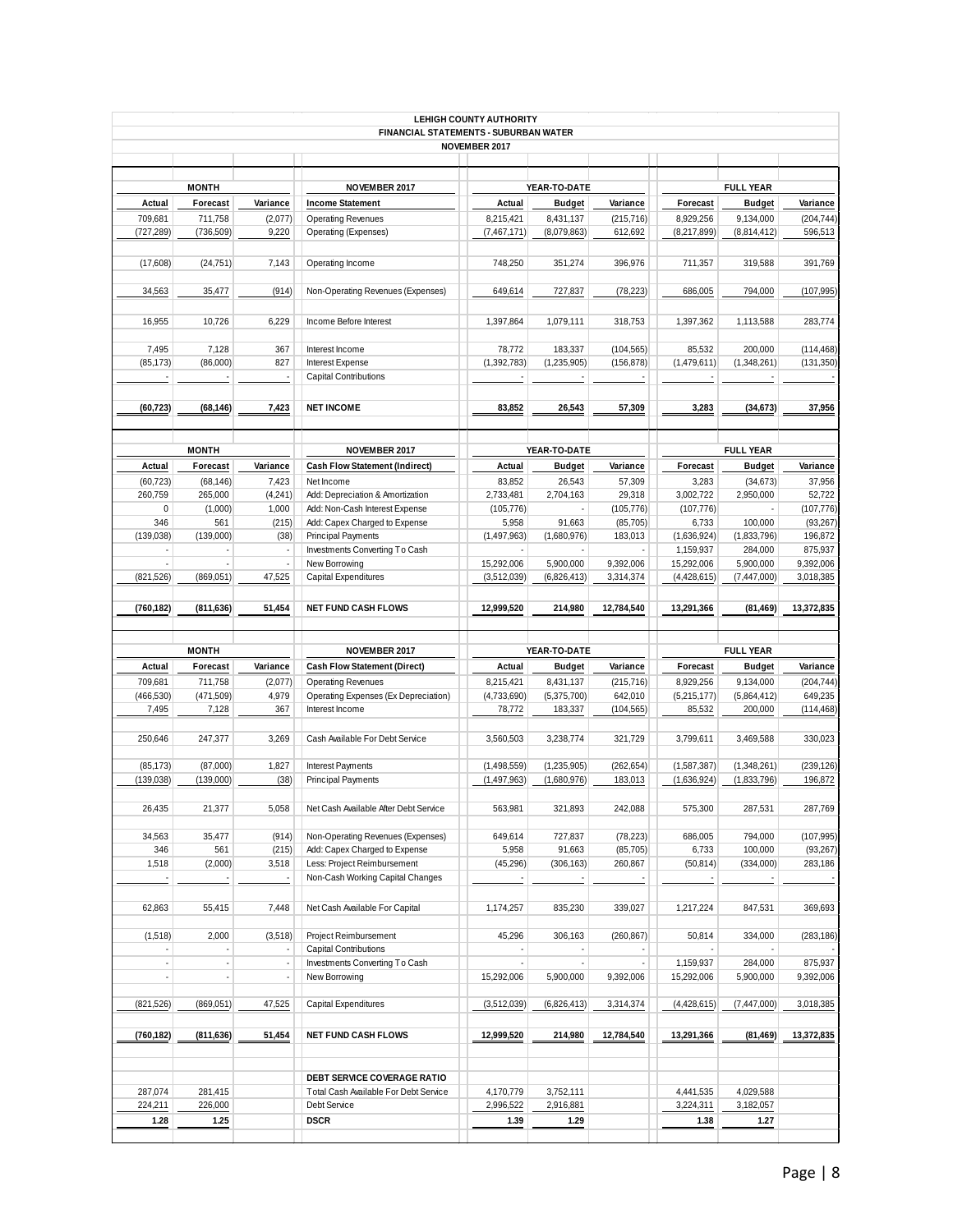# LEHIGH COUNTY AUTHORITY

## FINANCIAL STATEMENTS - SUBURBAN WATER

### NOVEMBER 2017

| MONTH | | | NOVEMBER 2017 | YEAR-TO-DATE | | | FULL YEAR | | |
|---|---|---|---|---|---|---|---|---|---|
| Actual | Forecast | Variance | Income Statement | Actual | Budget | Variance | Forecast | Budget | Variance |
| 709,681 | 711,758 | (2,077) | Operating Revenues | 8,215,421 | 8,431,137 | (215,716) | 8,929,256 | 9,134,000 | (204,744) |
| (727,289) | (736,509) | 9,220 | Operating (Expenses) | (7,467,171) | (8,079,863) | 612,692 | (8,217,899) | (8,814,412) | 596,513 |
| (17,608) | (24,751) | 7,143 | Operating Income | 748,250 | 351,274 | 396,976 | 711,357 | 319,588 | 391,769 |
| 34,563 | 35,477 | (914) | Non-Operating Revenues (Expenses) | 649,614 | 727,837 | (78,223) | 686,005 | 794,000 | (107,995) |
| 16,955 | 10,726 | 6,229 | Income Before Interest | 1,397,864 | 1,079,111 | 318,753 | 1,397,362 | 1,113,588 | 283,774 |
| 7,495 | 7,128 | 367 | Interest Income | 78,772 | 183,337 | (104,565) | 85,532 | 200,000 | (114,468) |
| (85,173) | (86,000) | 827 | Interest Expense | (1,392,783) | (1,235,905) | (156,878) | (1,479,611) | (1,348,261) | (131,350) |
| - | - | - | Capital Contributions | - | - | - | - | - | - |
| **(60,723)** | **(68,146)** | **7,423** | **NET INCOME** | **83,852** | **26,543** | **57,309** | **3,283** | **(34,673)** | **37,956** |

| MONTH | | | NOVEMBER 2017 | YEAR-TO-DATE | | | FULL YEAR | | |
|---|---|---|---|---|---|---|---|---|---|
| Actual | Forecast | Variance | Cash Flow Statement (Indirect) | Actual | Budget | Variance | Forecast | Budget | Variance |
| (60,723) | (68,146) | 7,423 | Net Income | 83,852 | 26,543 | 57,309 | 3,283 | (34,673) | 37,956 |
| 260,759 | 265,000 | (4,241) | Add: Depreciation & Amortization | 2,733,481 | 2,704,163 | 29,318 | 3,002,722 | 2,950,000 | 52,722 |
| 0 | (1,000) | 1,000 | Add: Non-Cash Interest Expense | (105,776) | - | (105,776) | (107,776) | - | (107,776) |
| 346 | 561 | (215) | Add: Capex Charged to Expense | 5,958 | 91,663 | (85,705) | 6,733 | 100,000 | (93,267) |
| (139,038) | (139,000) | (38) | Principal Payments | (1,497,963) | (1,680,976) | 183,013 | (1,636,924) | (1,833,796) | 196,872 |
| - | - | - | Investments Converting To Cash | - | - | - | 1,159,937 | 284,000 | 875,937 |
| - | - | - | New Borrowing | 15,292,006 | 5,900,000 | 9,392,006 | 15,292,006 | 5,900,000 | 9,392,006 |
| (821,526) | (869,051) | 47,525 | Capital Expenditures | (3,512,039) | (6,826,413) | 3,314,374 | (4,428,615) | (7,447,000) | 3,018,385 |
| **(760,182)** | **(811,636)** | **51,454** | **NET FUND CASH FLOWS** | **12,999,520** | **214,980** | **12,784,540** | **13,291,366** | **(81,469)** | **13,372,835** |

| MONTH | | | NOVEMBER 2017 | YEAR-TO-DATE | | | FULL YEAR | | |
|---|---|---|---|---|---|---|---|---|---|
| Actual | Forecast | Variance | Cash Flow Statement (Direct) | Actual | Budget | Variance | Forecast | Budget | Variance |
| 709,681 | 711,758 | (2,077) | Operating Revenues | 8,215,421 | 8,431,137 | (215,716) | 8,929,256 | 9,134,000 | (204,744) |
| (466,530) | (471,509) | 4,979 | Operating Expenses (Ex Depreciation) | (4,733,690) | (5,375,700) | 642,010 | (5,215,177) | (5,864,412) | 649,235 |
| 7,495 | 7,128 | 367 | Interest Income | 78,772 | 183,337 | (104,565) | 85,532 | 200,000 | (114,468) |
| 250,646 | 247,377 | 3,269 | Cash Available For Debt Service | 3,560,503 | 3,238,774 | 321,729 | 3,799,611 | 3,469,588 | 330,023 |
| (85,173) | (87,000) | 1,827 | Interest Payments | (1,498,559) | (1,235,905) | (262,654) | (1,587,387) | (1,348,261) | (239,126) |
| (139,038) | (139,000) | (38) | Principal Payments | (1,497,963) | (1,680,976) | 183,013 | (1,636,924) | (1,833,796) | 196,872 |
| 26,435 | 21,377 | 5,058 | Net Cash Available After Debt Service | 563,981 | 321,893 | 242,088 | 575,300 | 287,531 | 287,769 |
| 34,563 | 35,477 | (914) | Non-Operating Revenues (Expenses) | 649,614 | 727,837 | (78,223) | 686,005 | 794,000 | (107,995) |
| 346 | 561 | (215) | Add: Capex Charged to Expense | 5,958 | 91,663 | (85,705) | 6,733 | 100,000 | (93,267) |
| 1,518 | (2,000) | 3,518 | Less: Project Reimbursement | (45,296) | (306,163) | 260,867 | (50,814) | (334,000) | 283,186 |
| - | - | - | Non-Cash Working Capital Changes | - | - | - | - | - | - |
| 62,863 | 55,415 | 7,448 | Net Cash Available For Capital | 1,174,257 | 835,230 | 339,027 | 1,217,224 | 847,531 | 369,693 |
| (1,518) | 2,000 | (3,518) | Project Reimbursement | 45,296 | 306,163 | (260,867) | 50,814 | 334,000 | (283,186) |
| - | - | - | Capital Contributions | - | - | - | - | - | - |
| - | - | - | Investments Converting To Cash | - | - | - | 1,159,937 | 284,000 | 875,937 |
| - | - | - | New Borrowing | 15,292,006 | 5,900,000 | 9,392,006 | 15,292,006 | 5,900,000 | 9,392,006 |
| (821,526) | (869,051) | 47,525 | Capital Expenditures | (3,512,039) | (6,826,413) | 3,314,374 | (4,428,615) | (7,447,000) | 3,018,385 |
| **(760,182)** | **(811,636)** | **51,454** | **NET FUND CASH FLOWS** | **12,999,520** | **214,980** | **12,784,540** | **13,291,366** | **(81,469)** | **13,372,835** |
| | | | **DEBT SERVICE COVERAGE RATIO** | | | | | | |
| 287,074 | 281,415 | | Total Cash Available For Debt Service | 4,170,779 | 3,752,111 | | 4,441,535 | 4,029,588 | |
| 224,211 | 226,000 | | Debt Service | 2,996,522 | 2,916,881 | | 3,224,311 | 3,182,057 | |
| **1.28** | **1.25** | | **DSCR** | **1.39** | **1.29** | | **1.38** | **1.27** | |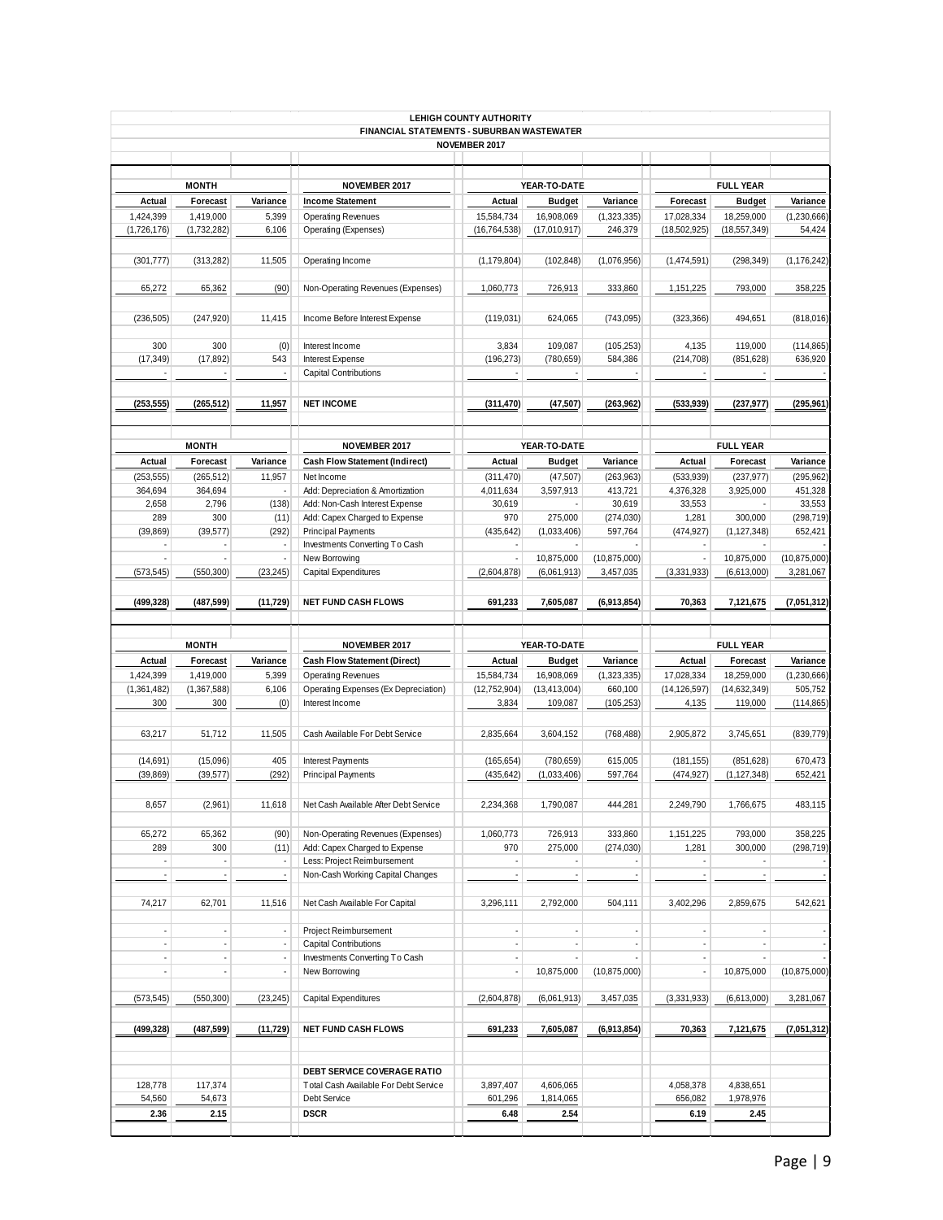**LEHIGH COUNTY AUTHORITY**
**FINANCIAL STATEMENTS - SUBURBAN WASTEWATER**
**NOVEMBER 2017**

| MONTH | | | NOVEMBER 2017 | YEAR-TO-DATE | | | FULL YEAR | | |
|---|---|---|---|---|---|---|---|---|---|
| **Actual** | **Forecast** | **Variance** | **Income Statement** | **Actual** | **Budget** | **Variance** | **Forecast** | **Budget** | **Variance** |
| 1,424,399 | 1,419,000 | 5,399 | Operating Revenues | 15,584,734 | 16,908,069 | (1,323,335) | 17,028,334 | 18,259,000 | (1,230,666) |
| (1,726,176) | (1,732,282) | 6,106 | Operating (Expenses) | (16,764,538) | (17,010,917) | 246,379 | (18,502,925) | (18,557,349) | 54,424 |
| (301,777) | (313,282) | 11,505 | Operating Income | (1,179,804) | (102,848) | (1,076,956) | (1,474,591) | (298,349) | (1,176,242) |
| 65,272 | 65,362 | (90) | Non-Operating Revenues (Expenses) | 1,060,773 | 726,913 | 333,860 | 1,151,225 | 793,000 | 358,225 |
| (236,505) | (247,920) | 11,415 | Income Before Interest Expense | (119,031) | 624,065 | (743,095) | (323,366) | 494,651 | (818,016) |
| 300 | 300 | (0) | Interest Income | 3,834 | 109,087 | (105,253) | 4,135 | 119,000 | (114,865) |
| (17,349) | (17,892) | 543 | Interest Expense | (196,273) | (780,659) | 584,386 | (214,708) | (851,628) | 636,920 |
| - | - | - | Capital Contributions | - | - | - | - | - | - |
| **(253,555)** | **(265,512)** | **11,957** | **NET INCOME** | **(311,470)** | **(47,507)** | **(263,962)** | **(533,939)** | **(237,977)** | **(295,961)** |

| MONTH | | | NOVEMBER 2017 | YEAR-TO-DATE | | | FULL YEAR | | |
|---|---|---|---|---|---|---|---|---|---|
| **Actual** | **Forecast** | **Variance** | **Cash Flow Statement (Indirect)** | **Actual** | **Budget** | **Variance** | **Actual** | **Forecast** | **Variance** |
| (253,555) | (265,512) | 11,957 | Net Income | (311,470) | (47,507) | (263,963) | (533,939) | (237,977) | (295,962) |
| 364,694 | 364,694 | - | Add: Depreciation & Amortization | 4,011,634 | 3,597,913 | 413,721 | 4,376,328 | 3,925,000 | 451,328 |
| 2,658 | 2,796 | (138) | Add: Non-Cash Interest Expense | 30,619 | - | 30,619 | 33,553 | - | 33,553 |
| 289 | 300 | (11) | Add: Capex Charged to Expense | 970 | 275,000 | (274,030) | 1,281 | 300,000 | (298,719) |
| (39,869) | (39,577) | (292) | Principal Payments | (435,642) | (1,033,406) | 597,764 | (474,927) | (1,127,348) | 652,421 |
| - | - | - | Investments Converting To Cash | - | - | - | - | - | - |
| - | - | - | New Borrowing | - | 10,875,000 | (10,875,000) | - | 10,875,000 | (10,875,000) |
| (573,545) | (550,300) | (23,245) | Capital Expenditures | (2,604,878) | (6,061,913) | 3,457,035 | (3,331,933) | (6,613,000) | 3,281,067 |
| **(499,328)** | **(487,599)** | **(11,729)** | **NET FUND CASH FLOWS** | **691,233** | **7,605,087** | **(6,913,854)** | **70,363** | **7,121,675** | **(7,051,312)** |

| MONTH | | | NOVEMBER 2017 | YEAR-TO-DATE | | | FULL YEAR | | |
|---|---|---|---|---|---|---|---|---|---|
| **Actual** | **Forecast** | **Variance** | **Cash Flow Statement (Direct)** | **Actual** | **Budget** | **Variance** | **Actual** | **Forecast** | **Variance** |
| 1,424,399 | 1,419,000 | 5,399 | Operating Revenues | 15,584,734 | 16,908,069 | (1,323,335) | 17,028,334 | 18,259,000 | (1,230,666) |
| (1,361,482) | (1,367,588) | 6,106 | Operating Expenses (Ex Depreciation) | (12,752,904) | (13,413,004) | 660,100 | (14,126,597) | (14,632,349) | 505,752 |
| 300 | 300 | (0) | Interest Income | 3,834 | 109,087 | (105,253) | 4,135 | 119,000 | (114,865) |
| 63,217 | 51,712 | 11,505 | Cash Available For Debt Service | 2,835,664 | 3,604,152 | (768,488) | 2,905,872 | 3,745,651 | (839,779) |
| (14,691) | (15,096) | 405 | Interest Payments | (165,654) | (780,659) | 615,005 | (181,155) | (851,628) | 670,473 |
| (39,869) | (39,577) | (292) | Principal Payments | (435,642) | (1,033,406) | 597,764 | (474,927) | (1,127,348) | 652,421 |
| 8,657 | (2,961) | 11,618 | Net Cash Available After Debt Service | 2,234,368 | 1,790,087 | 444,281 | 2,249,790 | 1,766,675 | 483,115 |
| 65,272 | 65,362 | (90) | Non-Operating Revenues (Expenses) | 1,060,773 | 726,913 | 333,860 | 1,151,225 | 793,000 | 358,225 |
| 289 | 300 | (11) | Add: Capex Charged to Expense | 970 | 275,000 | (274,030) | 1,281 | 300,000 | (298,719) |
| - | - | - | Less: Project Reimbursement | - | - | - | - | - | - |
| - | - | - | Non-Cash Working Capital Changes | - | - | - | - | - | - |
| 74,217 | 62,701 | 11,516 | Net Cash Available For Capital | 3,296,111 | 2,792,000 | 504,111 | 3,402,296 | 2,859,675 | 542,621 |
| - | - | - | Project Reimbursement | - | - | - | - | - | - |
| - | - | - | Capital Contributions | - | - | - | - | - | - |
| - | - | - | Investments Converting To Cash | - | - | - | - | - | - |
| - | - | - | New Borrowing | - | 10,875,000 | (10,875,000) | - | 10,875,000 | (10,875,000) |
| (573,545) | (550,300) | (23,245) | Capital Expenditures | (2,604,878) | (6,061,913) | 3,457,035 | (3,331,933) | (6,613,000) | 3,281,067 |
| **(499,328)** | **(487,599)** | **(11,729)** | **NET FUND CASH FLOWS** | **691,233** | **7,605,087** | **(6,913,854)** | **70,363** | **7,121,675** | **(7,051,312)** |
| | | | **DEBT SERVICE COVERAGE RATIO** | | | | | | |
| 128,778 | 117,374 | | Total Cash Available For Debt Service | 3,897,407 | 4,606,065 | | 4,058,378 | 4,838,651 | |
| 54,560 | 54,673 | | Debt Service | 601,296 | 1,814,065 | | 656,082 | 1,978,976 | |
| **2.36** | **2.15** | | **DSCR** | **6.48** | **2.54** | | **6.19** | **2.45** | |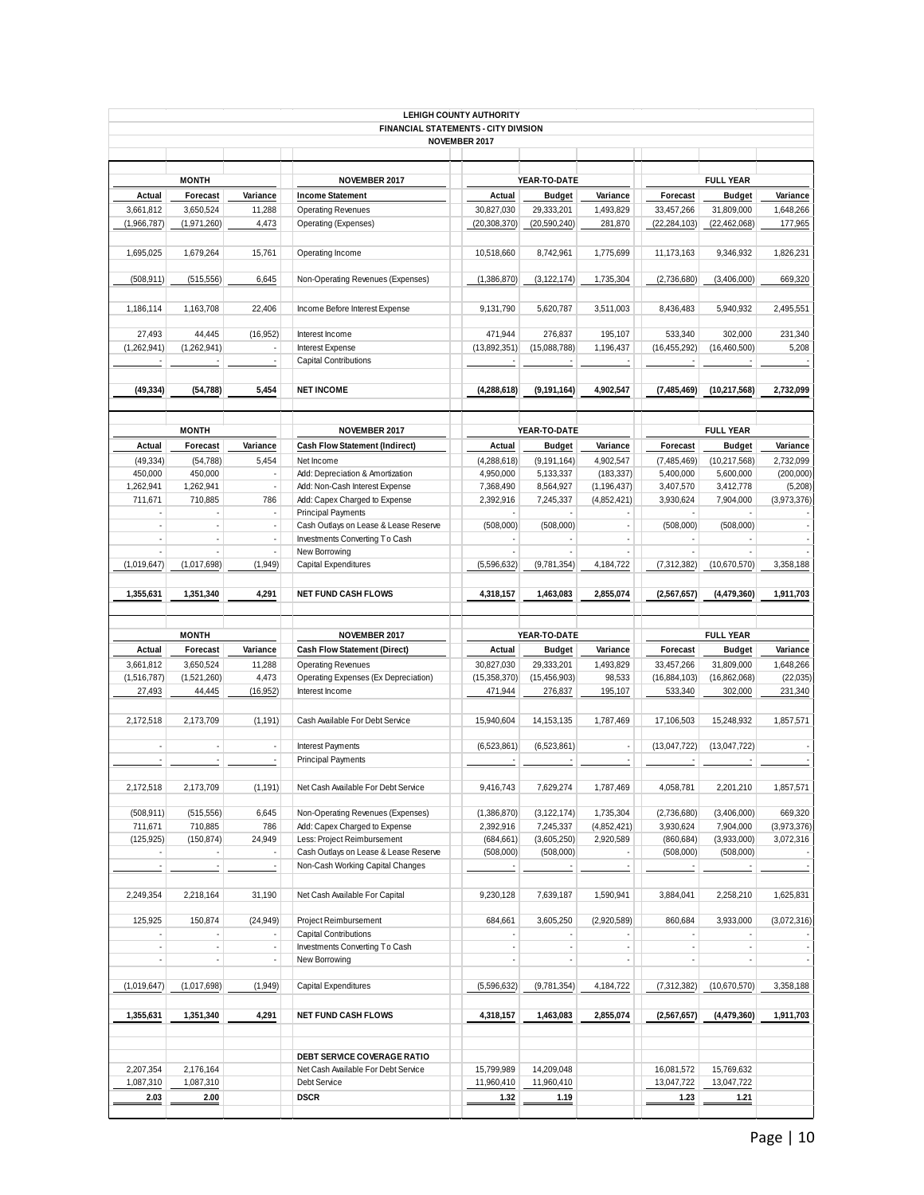# LEHIGH COUNTY AUTHORITY

## FINANCIAL STATEMENTS - CITY DIVISION

### NOVEMBER 2017

| MONTH | | | NOVEMBER 2017 | YEAR-TO-DATE | | | FULL YEAR | | |
|---|---|---|---|---|---|---|---|---|---|
| Actual | Forecast | Variance | Income Statement | Actual | Budget | Variance | Forecast | Budget | Variance |
| 3,661,812 | 3,650,524 | 11,288 | Operating Revenues | 30,827,030 | 29,333,201 | 1,493,829 | 33,457,266 | 31,809,000 | 1,648,266 |
| (1,966,787) | (1,971,260) | 4,473 | Operating (Expenses) | (20,308,370) | (20,590,240) | 281,870 | (22,284,103) | (22,462,068) | 177,965 |
| 1,695,025 | 1,679,264 | 15,761 | Operating Income | 10,518,660 | 8,742,961 | 1,775,699 | 11,173,163 | 9,346,932 | 1,826,231 |
| (508,911) | (515,556) | 6,645 | Non-Operating Revenues (Expenses) | (1,386,870) | (3,122,174) | 1,735,304 | (2,736,680) | (3,406,000) | 669,320 |
| 1,186,114 | 1,163,708 | 22,406 | Income Before Interest Expense | 9,131,790 | 5,620,787 | 3,511,003 | 8,436,483 | 5,940,932 | 2,495,551 |
| 27,493 | 44,445 | (16,952) | Interest Income | 471,944 | 276,837 | 195,107 | 533,340 | 302,000 | 231,340 |
| (1,262,941) | (1,262,941) | - | Interest Expense | (13,892,351) | (15,088,788) | 1,196,437 | (16,455,292) | (16,460,500) | 5,208 |
| - | - | - | Capital Contributions | - | - | - | - | - | - |
| **(49,334)** | **(54,788)** | **5,454** | **NET INCOME** | **(4,288,618)** | **(9,191,164)** | **4,902,547** | **(7,485,469)** | **(10,217,568)** | **2,732,099** |

| MONTH | | | NOVEMBER 2017 | YEAR-TO-DATE | | | FULL YEAR | | |
|---|---|---|---|---|---|---|---|---|---|
| Actual | Forecast | Variance | Cash Flow Statement (Indirect) | Actual | Budget | Variance | Forecast | Budget | Variance |
| (49,334) | (54,788) | 5,454 | Net Income | (4,288,618) | (9,191,164) | 4,902,547 | (7,485,469) | (10,217,568) | 2,732,099 |
| 450,000 | 450,000 | - | Add: Depreciation & Amortization | 4,950,000 | 5,133,337 | (183,337) | 5,400,000 | 5,600,000 | (200,000) |
| 1,262,941 | 1,262,941 | - | Add: Non-Cash Interest Expense | 7,368,490 | 8,564,927 | (1,196,437) | 3,407,570 | 3,412,778 | (5,208) |
| 711,671 | 710,885 | 786 | Add: Capex Charged to Expense | 2,392,916 | 7,245,337 | (4,852,421) | 3,930,624 | 7,904,000 | (3,973,376) |
| - | - | - | Principal Payments | - | - | - | - | - | - |
| - | - | - | Cash Outlays on Lease & Lease Reserve | (508,000) | (508,000) | - | (508,000) | (508,000) | - |
| - | - | - | Investments Converting To Cash | - | - | - | - | - | - |
| - | - | - | New Borrowing | - | - | - | - | - | - |
| (1,019,647) | (1,017,698) | (1,949) | Capital Expenditures | (5,596,632) | (9,781,354) | 4,184,722 | (7,312,382) | (10,670,570) | 3,358,188 |
| **1,355,631** | **1,351,340** | **4,291** | **NET FUND CASH FLOWS** | **4,318,157** | **1,463,083** | **2,855,074** | **(2,567,657)** | **(4,479,360)** | **1,911,703** |

| MONTH | | | NOVEMBER 2017 | YEAR-TO-DATE | | | FULL YEAR | | |
|---|---|---|---|---|---|---|---|---|---|
| Actual | Forecast | Variance | Cash Flow Statement (Direct) | Actual | Budget | Variance | Forecast | Budget | Variance |
| 3,661,812 | 3,650,524 | 11,288 | Operating Revenues | 30,827,030 | 29,333,201 | 1,493,829 | 33,457,266 | 31,809,000 | 1,648,266 |
| (1,516,787) | (1,521,260) | 4,473 | Operating Expenses (Ex Depreciation) | (15,358,370) | (15,456,903) | 98,533 | (16,884,103) | (16,862,068) | (22,035) |
| 27,493 | 44,445 | (16,952) | Interest Income | 471,944 | 276,837 | 195,107 | 533,340 | 302,000 | 231,340 |
| 2,172,518 | 2,173,709 | (1,191) | Cash Available For Debt Service | 15,940,604 | 14,153,135 | 1,787,469 | 17,106,503 | 15,248,932 | 1,857,571 |
| - | - | - | Interest Payments | (6,523,861) | (6,523,861) | - | (13,047,722) | (13,047,722) | - |
| - | - | - | Principal Payments | - | - | - | - | - | - |
| 2,172,518 | 2,173,709 | (1,191) | Net Cash Available For Debt Service | 9,416,743 | 7,629,274 | 1,787,469 | 4,058,781 | 2,201,210 | 1,857,571 |
| (508,911) | (515,556) | 6,645 | Non-Operating Revenues (Expenses) | (1,386,870) | (3,122,174) | 1,735,304 | (2,736,680) | (3,406,000) | 669,320 |
| 711,671 | 710,885 | 786 | Add: Capex Charged to Expense | 2,392,916 | 7,245,337 | (4,852,421) | 3,930,624 | 7,904,000 | (3,973,376) |
| (125,925) | (150,874) | 24,949 | Less: Project Reimbursement | (684,661) | (3,605,250) | 2,920,589 | (860,684) | (3,933,000) | 3,072,316 |
| - | - | - | Cash Outlays on Lease & Lease Reserve | (508,000) | (508,000) | - | (508,000) | (508,000) | - |
| - | - | - | Non-Cash Working Capital Changes | - | - | - | - | - | - |
| 2,249,354 | 2,218,164 | 31,190 | Net Cash Available For Capital | 9,230,128 | 7,639,187 | 1,590,941 | 3,884,041 | 2,258,210 | 1,625,831 |
| 125,925 | 150,874 | (24,949) | Project Reimbursement | 684,661 | 3,605,250 | (2,920,589) | 860,684 | 3,933,000 | (3,072,316) |
| - | - | - | Capital Contributions | - | - | - | - | - | - |
| - | - | - | Investments Converting To Cash | - | - | - | - | - | - |
| - | - | - | New Borrowing | - | - | - | - | - | - |
| (1,019,647) | (1,017,698) | (1,949) | Capital Expenditures | (5,596,632) | (9,781,354) | 4,184,722 | (7,312,382) | (10,670,570) | 3,358,188 |
| **1,355,631** | **1,351,340** | **4,291** | **NET FUND CASH FLOWS** | **4,318,157** | **1,463,083** | **2,855,074** | **(2,567,657)** | **(4,479,360)** | **1,911,703** |
| | | | **DEBT SERVICE COVERAGE RATIO** | | | | | | |
| 2,207,354 | 2,176,164 | | Net Cash Available For Debt Service | 15,799,989 | 14,209,048 | | 16,081,572 | 15,769,632 | |
| 1,087,310 | 1,087,310 | | Debt Service | 11,960,410 | 11,960,410 | | 13,047,722 | 13,047,722 | |
| **2.03** | **2.00** | | **DSCR** | **1.32** | **1.19** | | **1.23** | **1.21** | |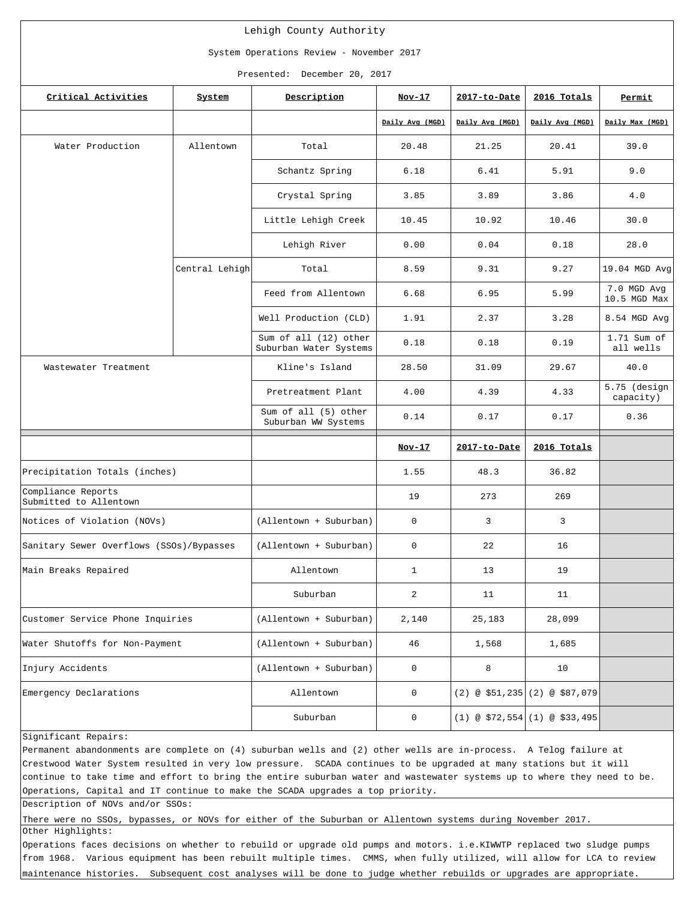Lehigh County Authority

System Operations Review - November 2017

Presented: December 20, 2017

| Critical Activities | System | Description | Nov-17 | 2017-to-Date | 2016 Totals | Permit |
|---|---|---|---|---|---|---|
| | | | Daily Avg (MGD) | Daily Avg (MGD) | Daily Avg (MGD) | Daily Max (MGD) |
| Water Production | Allentown | Total | 20.48 | 21.25 | 20.41 | 39.0 |
| | | Schantz Spring | 6.18 | 6.41 | 5.91 | 9.0 |
| | | Crystal Spring | 3.85 | 3.89 | 3.86 | 4.0 |
| | | Little Lehigh Creek | 10.45 | 10.92 | 10.46 | 30.0 |
| | | Lehigh River | 0.00 | 0.04 | 0.18 | 28.0 |
| | Central Lehigh | Total | 8.59 | 9.31 | 9.27 | 19.04 MGD Avg |
| | | Feed from Allentown | 6.68 | 6.95 | 5.99 | 7.0 MGD Avg 10.5 MGD Max |
| | | Well Production (CLD) | 1.91 | 2.37 | 3.28 | 8.54 MGD Avg |
| | | Sum of all (12) other Suburban Water Systems | 0.18 | 0.18 | 0.19 | 1.71 Sum of all wells |
| Wastewater Treatment | | Kline's Island | 28.50 | 31.09 | 29.67 | 40.0 |
| | | Pretreatment Plant | 4.00 | 4.39 | 4.33 | 5.75 (design capacity) |
| | | Sum of all (5) other Suburban WW Systems | 0.14 | 0.17 | 0.17 | 0.36 |

| | | Nov-17 | 2017-to-Date | 2016 Totals |
|---|---|---|---|---|
| Precipitation Totals (inches) | | 1.55 | 48.3 | 36.82 |
| Compliance Reports Submitted to Allentown | | 19 | 273 | 269 |
| Notices of Violation (NOVs) | (Allentown + Suburban) | 0 | 3 | 3 |
| Sanitary Sewer Overflows (SSOs)/Bypasses | (Allentown + Suburban) | 0 | 22 | 16 |
| Main Breaks Repaired | Allentown | 1 | 13 | 19 |
| | Suburban | 2 | 11 | 11 |
| Customer Service Phone Inquiries | (Allentown + Suburban) | 2,140 | 25,183 | 28,099 |
| Water Shutoffs for Non-Payment | (Allentown + Suburban) | 46 | 1,568 | 1,685 |
| Injury Accidents | (Allentown + Suburban) | 0 | 8 | 10 |
| Emergency Declarations | Allentown | 0 | (2) @ $51,235 | (2) @ $87,079 |
| | Suburban | 0 | (1) @ $72,554 | (1) @ $33,495 |

Significant Repairs:

Permanent abandonments are complete on (4) suburban wells and (2) other wells are in-process. A Telog failure at Crestwood Water System resulted in very low pressure. SCADA continues to be upgraded at many stations but it will continue to take time and effort to bring the entire suburban water and wastewater systems up to where they need to be. Operations, Capital and IT continue to make the SCADA upgrades a top priority.

Description of NOVs and/or SSOs:

There were no SSOs, bypasses, or NOVs for either of the Suburban or Allentown systems during November 2017.

Other Highlights:

Operations faces decisions on whether to rebuild or upgrade old pumps and motors. i.e.KIWWTP replaced two sludge pumps from 1968. Various equipment has been rebuilt multiple times. CMMS, when fully utilized, will allow for LCA to review maintenance histories. Subsequent cost analyses will be done to judge whether rebuilds or upgrades are appropriate.